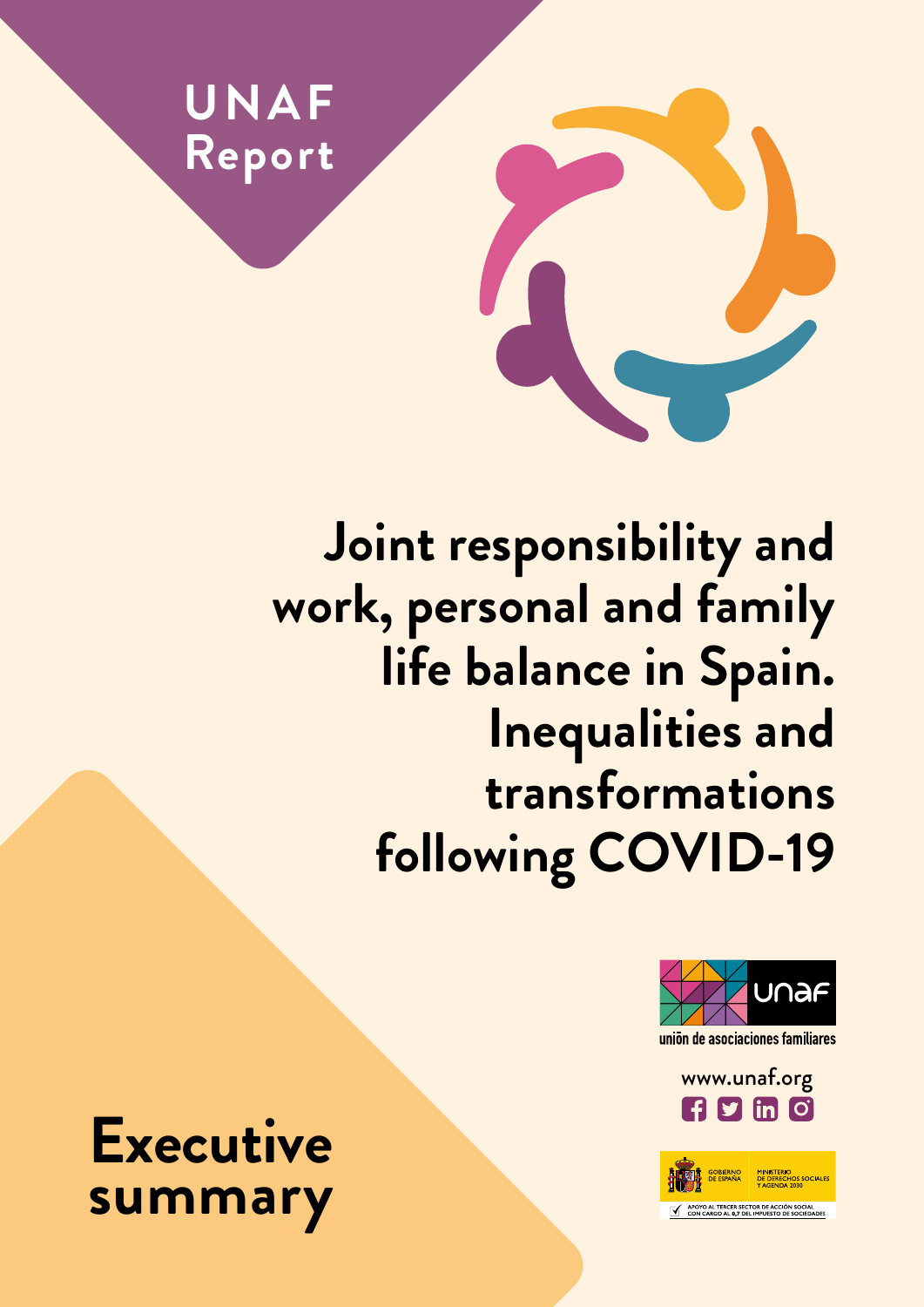UNAF Report

# Joint responsibility and work, personal and family life balance in Spain. Inequalities and transformations following COVID-19

unaf

unión de asociaciones familiares

www.unaf.org

GOBIERNO DE ESPAÑA

MINISTERIO DE DERECHOS SOCIALES Y AGENDA 2030

APOYO AL TERCER SECTOR DE ACCIÓN SOCIAL CON CARGO AL 0,7 DEL IMPUESTO DE SOCIEDADES

## Executive summary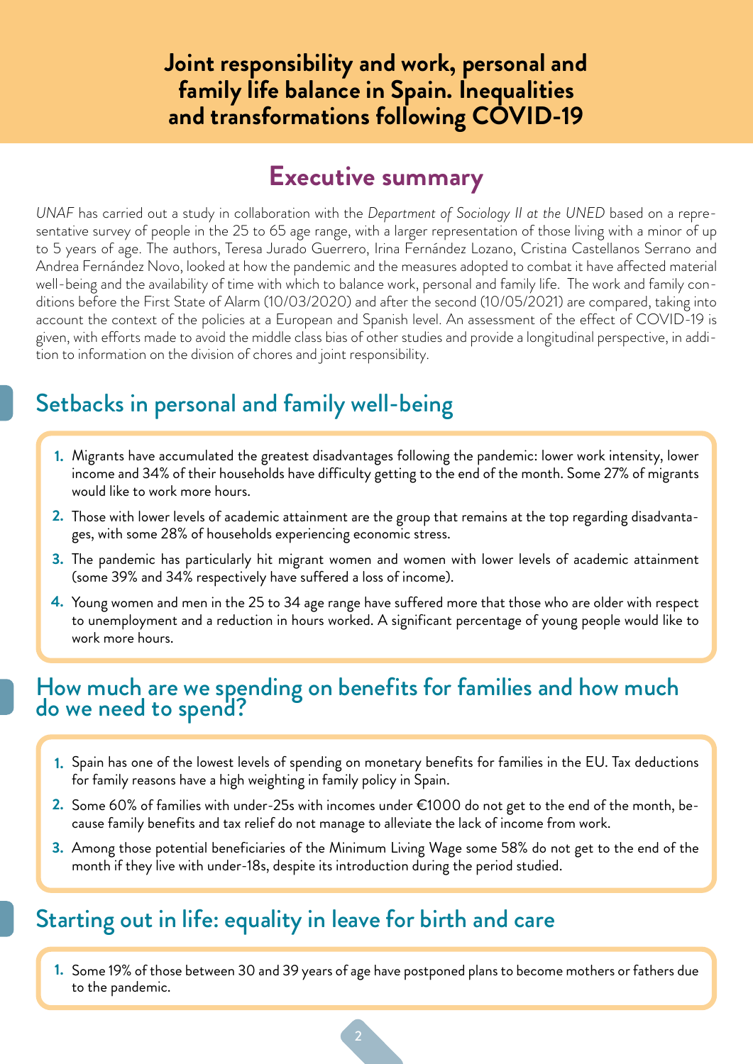# Joint responsibility and work, personal and family life balance in Spain. Inequalities and transformations following COVID-19

## Executive summary

*UNAF* has carried out a study in collaboration with the *Department of Sociology II at the UNED* based on a representative survey of people in the 25 to 65 age range, with a larger representation of those living with a minor of up to 5 years of age. The authors, Teresa Jurado Guerrero, Irina Fernández Lozano, Cristina Castellanos Serrano and Andrea Fernández Novo, looked at how the pandemic and the measures adopted to combat it have affected material well-being and the availability of time with which to balance work, personal and family life. The work and family conditions before the First State of Alarm (10/03/2020) and after the second (10/05/2021) are compared, taking into account the context of the policies at a European and Spanish level. An assessment of the effect of COVID-19 is given, with efforts made to avoid the middle class bias of other studies and provide a longitudinal perspective, in addition to information on the division of chores and joint responsibility.

## Setbacks in personal and family well-being

1. Migrants have accumulated the greatest disadvantages following the pandemic: lower work intensity, lower income and 34% of their households have difficulty getting to the end of the month. Some 27% of migrants would like to work more hours.
2. Those with lower levels of academic attainment are the group that remains at the top regarding disadvantages, with some 28% of households experiencing economic stress.
3. The pandemic has particularly hit migrant women and women with lower levels of academic attainment (some 39% and 34% respectively have suffered a loss of income).
4. Young women and men in the 25 to 34 age range have suffered more that those who are older with respect to unemployment and a reduction in hours worked. A significant percentage of young people would like to work more hours.

## How much are we spending on benefits for families and how much do we need to spend?

1. Spain has one of the lowest levels of spending on monetary benefits for families in the EU. Tax deductions for family reasons have a high weighting in family policy in Spain.
2. Some 60% of families with under-25s with incomes under €1000 do not get to the end of the month, because family benefits and tax relief do not manage to alleviate the lack of income from work.
3. Among those potential beneficiaries of the Minimum Living Wage some 58% do not get to the end of the month if they live with under-18s, despite its introduction during the period studied.

## Starting out in life: equality in leave for birth and care

1. Some 19% of those between 30 and 39 years of age have postponed plans to become mothers or fathers due to the pandemic.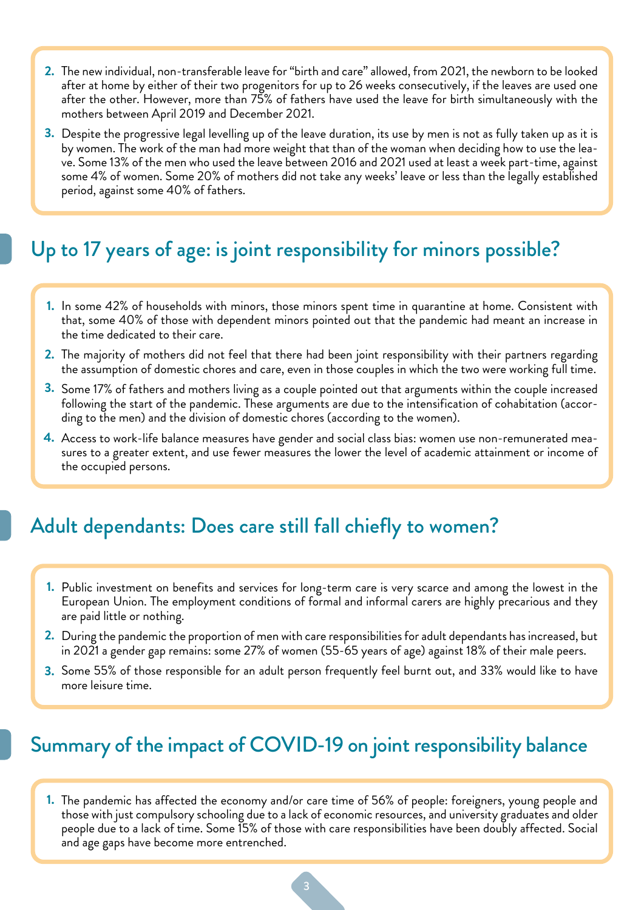2. The new individual, non-transferable leave for "birth and care" allowed, from 2021, the newborn to be looked after at home by either of their two progenitors for up to 26 weeks consecutively, if the leaves are used one after the other. However, more than 75% of fathers have used the leave for birth simultaneously with the mothers between April 2019 and December 2021.
3. Despite the progressive legal levelling up of the leave duration, its use by men is not as fully taken up as it is by women. The work of the man had more weight that than of the woman when deciding how to use the leave. Some 13% of the men who used the leave between 2016 and 2021 used at least a week part-time, against some 4% of women. Some 20% of mothers did not take any weeks' leave or less than the legally established period, against some 40% of fathers.

## Up to 17 years of age: is joint responsibility for minors possible?

1. In some 42% of households with minors, those minors spent time in quarantine at home. Consistent with that, some 40% of those with dependent minors pointed out that the pandemic had meant an increase in the time dedicated to their care.
2. The majority of mothers did not feel that there had been joint responsibility with their partners regarding the assumption of domestic chores and care, even in those couples in which the two were working full time.
3. Some 17% of fathers and mothers living as a couple pointed out that arguments within the couple increased following the start of the pandemic. These arguments are due to the intensification of cohabitation (according to the men) and the division of domestic chores (according to the women).
4. Access to work-life balance measures have gender and social class bias: women use non-remunerated measures to a greater extent, and use fewer measures the lower the level of academic attainment or income of the occupied persons.

## Adult dependants: Does care still fall chiefly to women?

1. Public investment on benefits and services for long-term care is very scarce and among the lowest in the European Union. The employment conditions of formal and informal carers are highly precarious and they are paid little or nothing.
2. During the pandemic the proportion of men with care responsibilities for adult dependants has increased, but in 2021 a gender gap remains: some 27% of women (55-65 years of age) against 18% of their male peers.
3. Some 55% of those responsible for an adult person frequently feel burnt out, and 33% would like to have more leisure time.

## Summary of the impact of COVID-19 on joint responsibility balance

1. The pandemic has affected the economy and/or care time of 56% of people: foreigners, young people and those with just compulsory schooling due to a lack of economic resources, and university graduates and older people due to a lack of time. Some 15% of those with care responsibilities have been doubly affected. Social and age gaps have become more entrenched.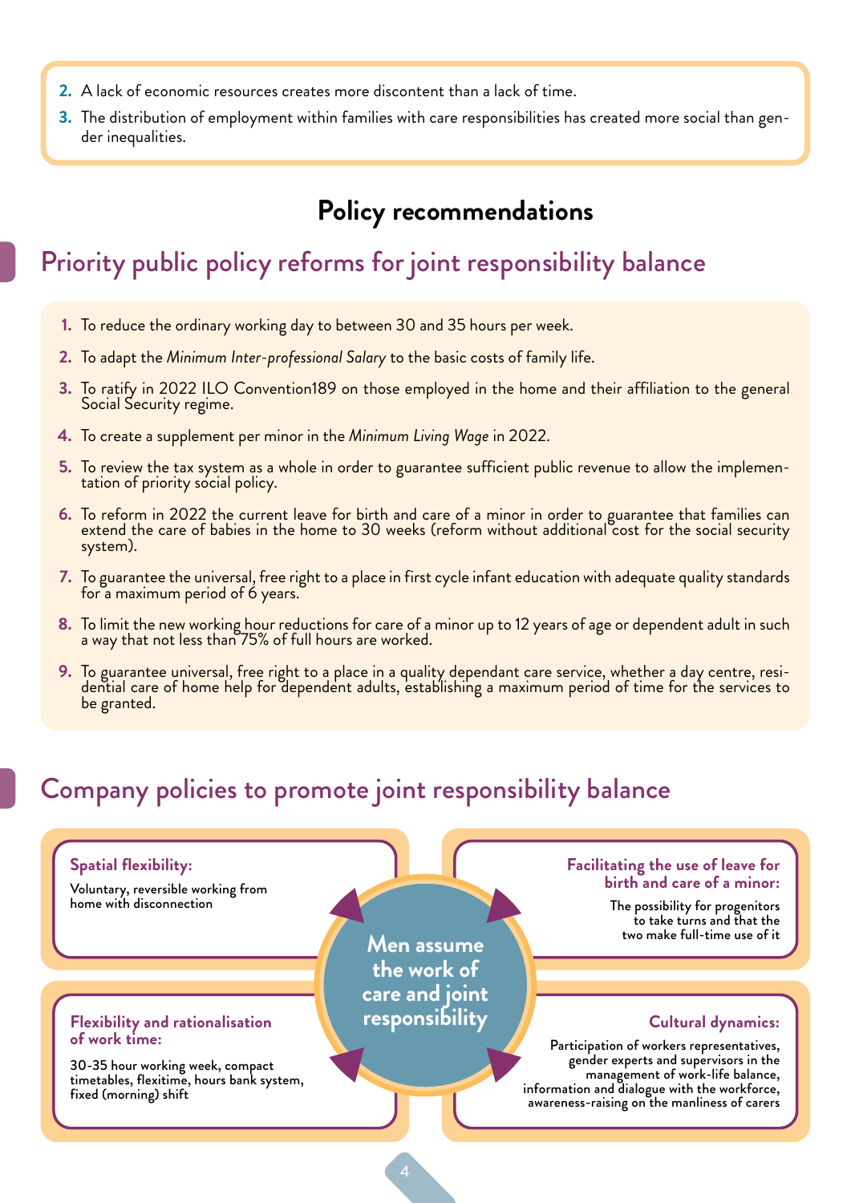2. A lack of economic resources creates more discontent than a lack of time.
3. The distribution of employment within families with care responsibilities has created more social than gender inequalities.

# Policy recommendations

## Priority public policy reforms for joint responsibility balance

1. To reduce the ordinary working day to between 30 and 35 hours per week.
2. To adapt the *Minimum Inter-professional Salary* to the basic costs of family life.
3. To ratify in 2022 ILO Convention189 on those employed in the home and their affiliation to the general Social Security regime.
4. To create a supplement per minor in the *Minimum Living Wage* in 2022.
5. To review the tax system as a whole in order to guarantee sufficient public revenue to allow the implementation of priority social policy.
6. To reform in 2022 the current leave for birth and care of a minor in order to guarantee that families can extend the care of babies in the home to 30 weeks (reform without additional cost for the social security system).
7. To guarantee the universal, free right to a place in first cycle infant education with adequate quality standards for a maximum period of 6 years.
8. To limit the new working hour reductions for care of a minor up to 12 years of age or dependent adult in such a way that not less than 75% of full hours are worked.
9. To guarantee universal, free right to a place in a quality dependant care service, whether a day centre, residential care of home help for dependent adults, establishing a maximum period of time for the services to be granted.

## Company policies to promote joint responsibility balance

**Men assume the work of care and joint responsibility**

**Spatial flexibility:**

Voluntary, reversible working from home with disconnection

**Facilitating the use of leave for birth and care of a minor:**

The possibility for progenitors to take turns and that the two make full-time use of it

**Flexibility and rationalisation of work time:**

30-35 hour working week, compact timetables, flexitime, hours bank system, fixed (morning) shift

**Cultural dynamics:**

Participation of workers representatives, gender experts and supervisors in the management of work-life balance, information and dialogue with the workforce, awareness-raising on the manliness of carers